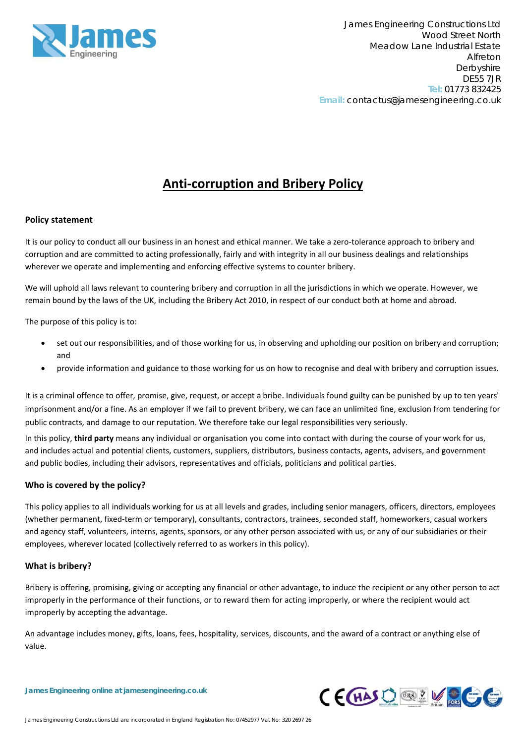James Engineering Constructions Ltd
Wood Street North
Meadow Lane Industrial Estate
Alfreton
Derbyshire
DE55 7JR
**Tel:** 01773 832425
**Email:** contactus@jamesengineering.co.uk

# Anti-corruption and Bribery Policy

### Policy statement

It is our policy to conduct all our business in an honest and ethical manner. We take a zero-tolerance approach to bribery and corruption and are committed to acting professionally, fairly and with integrity in all our business dealings and relationships wherever we operate and implementing and enforcing effective systems to counter bribery.

We will uphold all laws relevant to countering bribery and corruption in all the jurisdictions in which we operate. However, we remain bound by the laws of the UK, including the Bribery Act 2010, in respect of our conduct both at home and abroad.

The purpose of this policy is to:

- set out our responsibilities, and of those working for us, in observing and upholding our position on bribery and corruption; and
- provide information and guidance to those working for us on how to recognise and deal with bribery and corruption issues.

It is a criminal offence to offer, promise, give, request, or accept a bribe. Individuals found guilty can be punished by up to ten years' imprisonment and/or a fine. As an employer if we fail to prevent bribery, we can face an unlimited fine, exclusion from tendering for public contracts, and damage to our reputation. We therefore take our legal responsibilities very seriously.

In this policy, **third party** means any individual or organisation you come into contact with during the course of your work for us, and includes actual and potential clients, customers, suppliers, distributors, business contacts, agents, advisers, and government and public bodies, including their advisors, representatives and officials, politicians and political parties.

### Who is covered by the policy?

This policy applies to all individuals working for us at all levels and grades, including senior managers, officers, directors, employees (whether permanent, fixed-term or temporary), consultants, contractors, trainees, seconded staff, homeworkers, casual workers and agency staff, volunteers, interns, agents, sponsors, or any other person associated with us, or any of our subsidiaries or their employees, wherever located (collectively referred to as workers in this policy).

### What is bribery?

Bribery is offering, promising, giving or accepting any financial or other advantage, to induce the recipient or any other person to act improperly in the performance of their functions, or to reward them for acting improperly, or where the recipient would act improperly by accepting the advantage.

An advantage includes money, gifts, loans, fees, hospitality, services, discounts, and the award of a contract or anything else of value.

**James Engineering online at jamesengineering.co.uk**

James Engineering Constructions Ltd are incorporated in England Registration No: 07452977 Vat No: 320 2697 26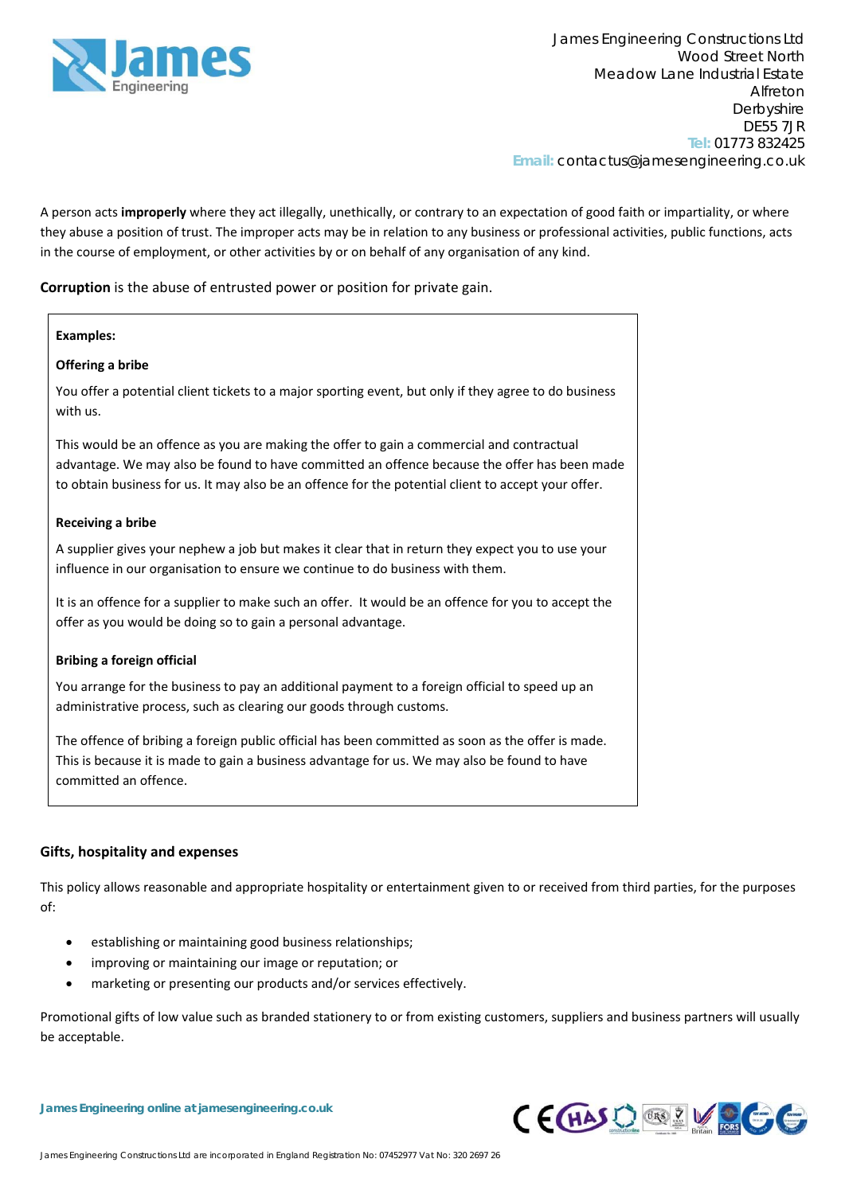A person acts **improperly** where they act illegally, unethically, or contrary to an expectation of good faith or impartiality, or where they abuse a position of trust. The improper acts may be in relation to any business or professional activities, public functions, acts in the course of employment, or other activities by or on behalf of any organisation of any kind.

**Corruption** is the abuse of entrusted power or position for private gain.

**Examples:**

**Offering a bribe**

You offer a potential client tickets to a major sporting event, but only if they agree to do business with us.

This would be an offence as you are making the offer to gain a commercial and contractual advantage. We may also be found to have committed an offence because the offer has been made to obtain business for us. It may also be an offence for the potential client to accept your offer.

**Receiving a bribe**

A supplier gives your nephew a job but makes it clear that in return they expect you to use your influence in our organisation to ensure we continue to do business with them.

It is an offence for a supplier to make such an offer. It would be an offence for you to accept the offer as you would be doing so to gain a personal advantage.

**Bribing a foreign official**

You arrange for the business to pay an additional payment to a foreign official to speed up an administrative process, such as clearing our goods through customs.

The offence of bribing a foreign public official has been committed as soon as the offer is made. This is because it is made to gain a business advantage for us. We may also be found to have committed an offence.

### Gifts, hospitality and expenses

This policy allows reasonable and appropriate hospitality or entertainment given to or received from third parties, for the purposes of:

- establishing or maintaining good business relationships;
- improving or maintaining our image or reputation; or
- marketing or presenting our products and/or services effectively.

Promotional gifts of low value such as branded stationery to or from existing customers, suppliers and business partners will usually be acceptable.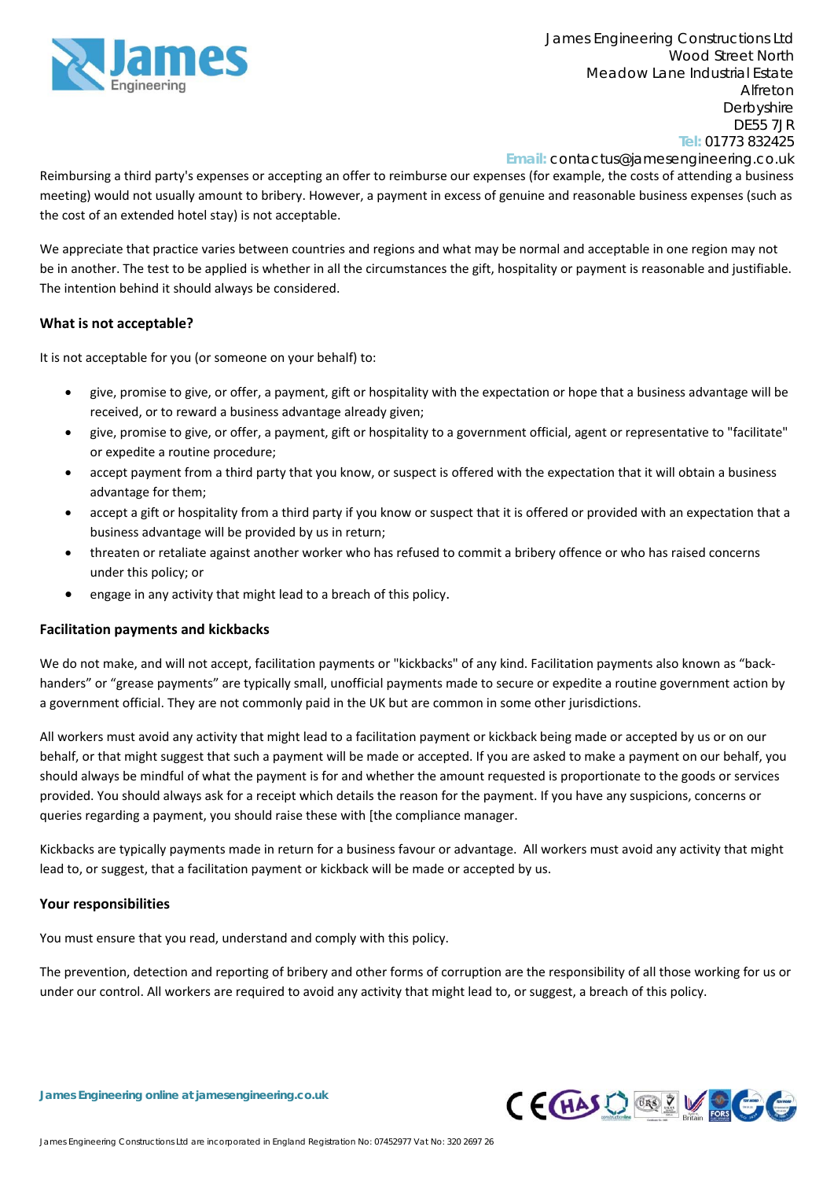Reimbursing a third party's expenses or accepting an offer to reimburse our expenses (for example, the costs of attending a business meeting) would not usually amount to bribery. However, a payment in excess of genuine and reasonable business expenses (such as the cost of an extended hotel stay) is not acceptable.

We appreciate that practice varies between countries and regions and what may be normal and acceptable in one region may not be in another. The test to be applied is whether in all the circumstances the gift, hospitality or payment is reasonable and justifiable. The intention behind it should always be considered.

### What is not acceptable?

It is not acceptable for you (or someone on your behalf) to:

- give, promise to give, or offer, a payment, gift or hospitality with the expectation or hope that a business advantage will be received, or to reward a business advantage already given;
- give, promise to give, or offer, a payment, gift or hospitality to a government official, agent or representative to "facilitate" or expedite a routine procedure;
- accept payment from a third party that you know, or suspect is offered with the expectation that it will obtain a business advantage for them;
- accept a gift or hospitality from a third party if you know or suspect that it is offered or provided with an expectation that a business advantage will be provided by us in return;
- threaten or retaliate against another worker who has refused to commit a bribery offence or who has raised concerns under this policy; or
- engage in any activity that might lead to a breach of this policy.

### Facilitation payments and kickbacks

We do not make, and will not accept, facilitation payments or "kickbacks" of any kind. Facilitation payments also known as "back-handers" or "grease payments" are typically small, unofficial payments made to secure or expedite a routine government action by a government official. They are not commonly paid in the UK but are common in some other jurisdictions.

All workers must avoid any activity that might lead to a facilitation payment or kickback being made or accepted by us or on our behalf, or that might suggest that such a payment will be made or accepted. If you are asked to make a payment on our behalf, you should always be mindful of what the payment is for and whether the amount requested is proportionate to the goods or services provided. You should always ask for a receipt which details the reason for the payment. If you have any suspicions, concerns or queries regarding a payment, you should raise these with [the compliance manager.

Kickbacks are typically payments made in return for a business favour or advantage. All workers must avoid any activity that might lead to, or suggest, that a facilitation payment or kickback will be made or accepted by us.

### Your responsibilities

You must ensure that you read, understand and comply with this policy.

The prevention, detection and reporting of bribery and other forms of corruption are the responsibility of all those working for us or under our control. All workers are required to avoid any activity that might lead to, or suggest, a breach of this policy.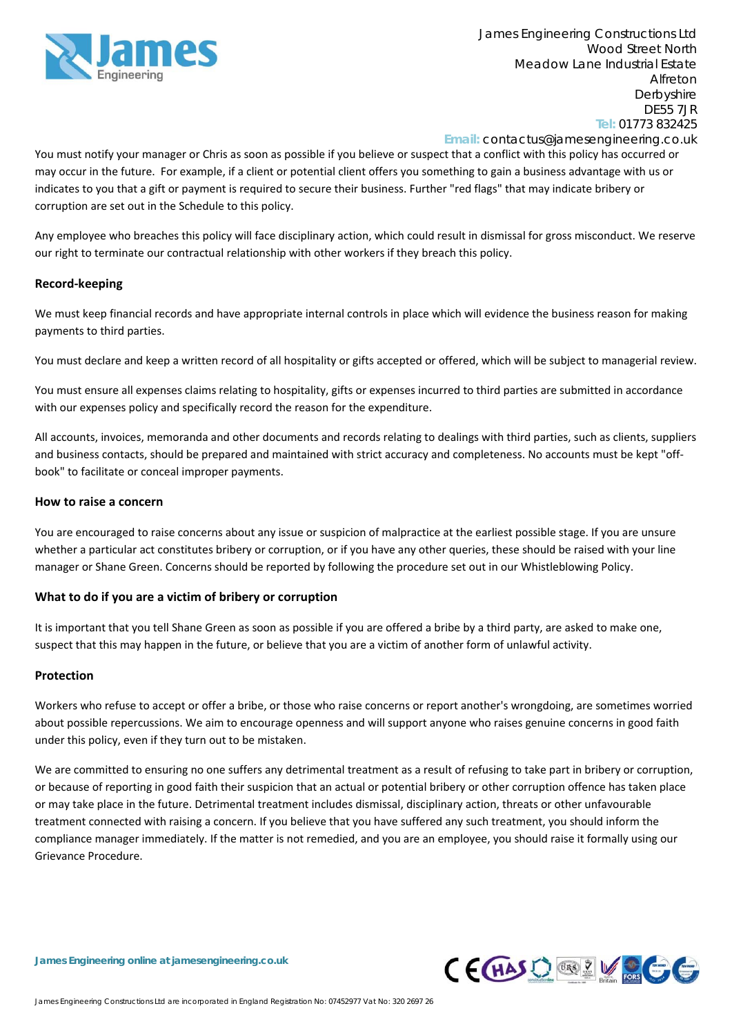You must notify your manager or Chris as soon as possible if you believe or suspect that a conflict with this policy has occurred or may occur in the future. For example, if a client or potential client offers you something to gain a business advantage with us or indicates to you that a gift or payment is required to secure their business. Further "red flags" that may indicate bribery or corruption are set out in the Schedule to this policy.

Any employee who breaches this policy will face disciplinary action, which could result in dismissal for gross misconduct. We reserve our right to terminate our contractual relationship with other workers if they breach this policy.

### Record-keeping

We must keep financial records and have appropriate internal controls in place which will evidence the business reason for making payments to third parties.

You must declare and keep a written record of all hospitality or gifts accepted or offered, which will be subject to managerial review.

You must ensure all expenses claims relating to hospitality, gifts or expenses incurred to third parties are submitted in accordance with our expenses policy and specifically record the reason for the expenditure.

All accounts, invoices, memoranda and other documents and records relating to dealings with third parties, such as clients, suppliers and business contacts, should be prepared and maintained with strict accuracy and completeness. No accounts must be kept "off-book" to facilitate or conceal improper payments.

### How to raise a concern

You are encouraged to raise concerns about any issue or suspicion of malpractice at the earliest possible stage. If you are unsure whether a particular act constitutes bribery or corruption, or if you have any other queries, these should be raised with your line manager or Shane Green. Concerns should be reported by following the procedure set out in our Whistleblowing Policy.

### What to do if you are a victim of bribery or corruption

It is important that you tell Shane Green as soon as possible if you are offered a bribe by a third party, are asked to make one, suspect that this may happen in the future, or believe that you are a victim of another form of unlawful activity.

### Protection

Workers who refuse to accept or offer a bribe, or those who raise concerns or report another's wrongdoing, are sometimes worried about possible repercussions. We aim to encourage openness and will support anyone who raises genuine concerns in good faith under this policy, even if they turn out to be mistaken.

We are committed to ensuring no one suffers any detrimental treatment as a result of refusing to take part in bribery or corruption, or because of reporting in good faith their suspicion that an actual or potential bribery or other corruption offence has taken place or may take place in the future. Detrimental treatment includes dismissal, disciplinary action, threats or other unfavourable treatment connected with raising a concern. If you believe that you have suffered any such treatment, you should inform the compliance manager immediately. If the matter is not remedied, and you are an employee, you should raise it formally using our Grievance Procedure.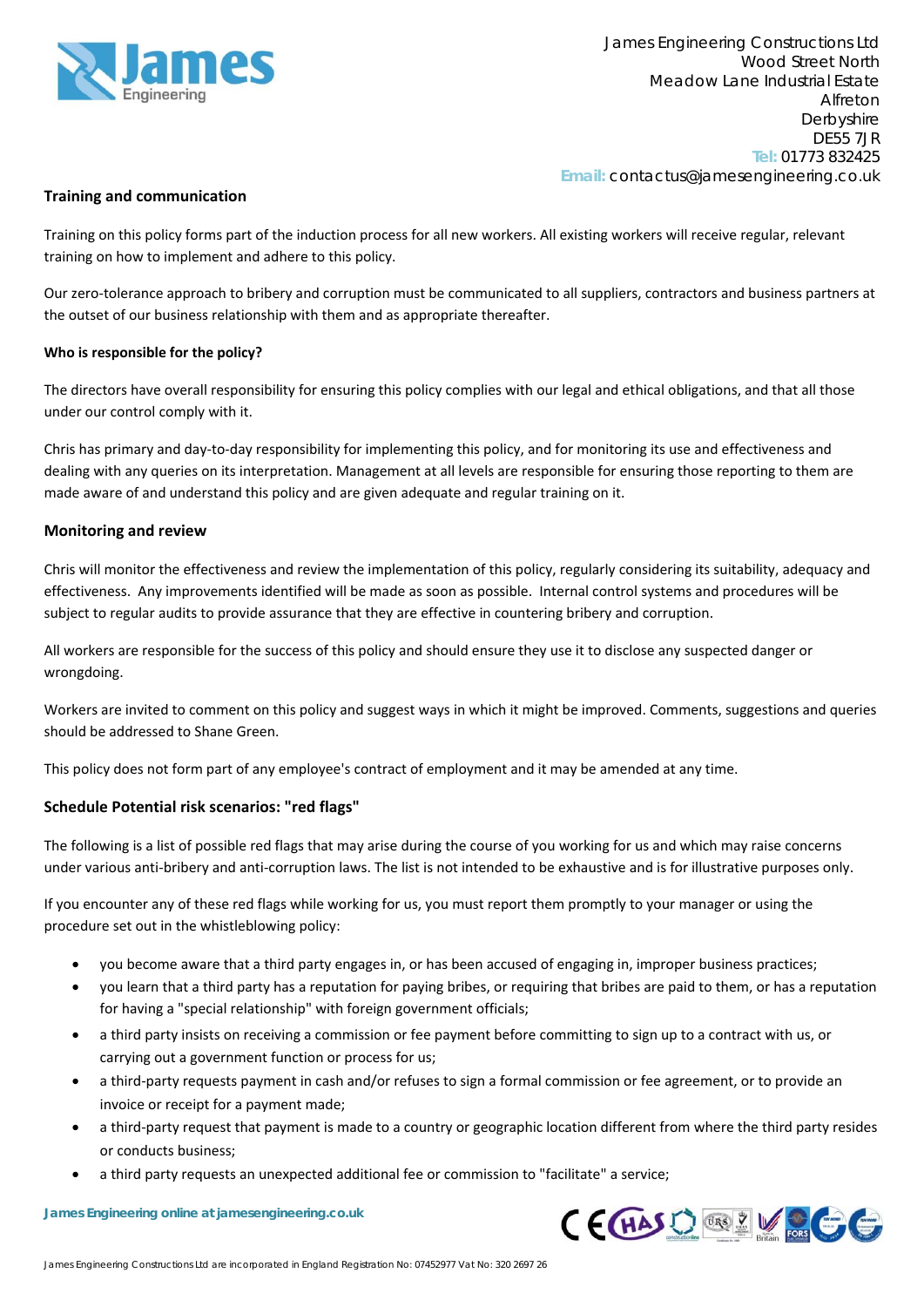### Training and communication

Training on this policy forms part of the induction process for all new workers. All existing workers will receive regular, relevant training on how to implement and adhere to this policy.

Our zero-tolerance approach to bribery and corruption must be communicated to all suppliers, contractors and business partners at the outset of our business relationship with them and as appropriate thereafter.

#### Who is responsible for the policy?

The directors have overall responsibility for ensuring this policy complies with our legal and ethical obligations, and that all those under our control comply with it.

Chris has primary and day-to-day responsibility for implementing this policy, and for monitoring its use and effectiveness and dealing with any queries on its interpretation. Management at all levels are responsible for ensuring those reporting to them are made aware of and understand this policy and are given adequate and regular training on it.

### Monitoring and review

Chris will monitor the effectiveness and review the implementation of this policy, regularly considering its suitability, adequacy and effectiveness. Any improvements identified will be made as soon as possible. Internal control systems and procedures will be subject to regular audits to provide assurance that they are effective in countering bribery and corruption.

All workers are responsible for the success of this policy and should ensure they use it to disclose any suspected danger or wrongdoing.

Workers are invited to comment on this policy and suggest ways in which it might be improved. Comments, suggestions and queries should be addressed to Shane Green.

This policy does not form part of any employee's contract of employment and it may be amended at any time.

### Schedule Potential risk scenarios: "red flags"

The following is a list of possible red flags that may arise during the course of you working for us and which may raise concerns under various anti-bribery and anti-corruption laws. The list is not intended to be exhaustive and is for illustrative purposes only.

If you encounter any of these red flags while working for us, you must report them promptly to your manager or using the procedure set out in the whistleblowing policy:

- you become aware that a third party engages in, or has been accused of engaging in, improper business practices;
- you learn that a third party has a reputation for paying bribes, or requiring that bribes are paid to them, or has a reputation for having a "special relationship" with foreign government officials;
- a third party insists on receiving a commission or fee payment before committing to sign up to a contract with us, or carrying out a government function or process for us;
- a third-party requests payment in cash and/or refuses to sign a formal commission or fee agreement, or to provide an invoice or receipt for a payment made;
- a third-party request that payment is made to a country or geographic location different from where the third party resides or conducts business;
- a third party requests an unexpected additional fee or commission to "facilitate" a service;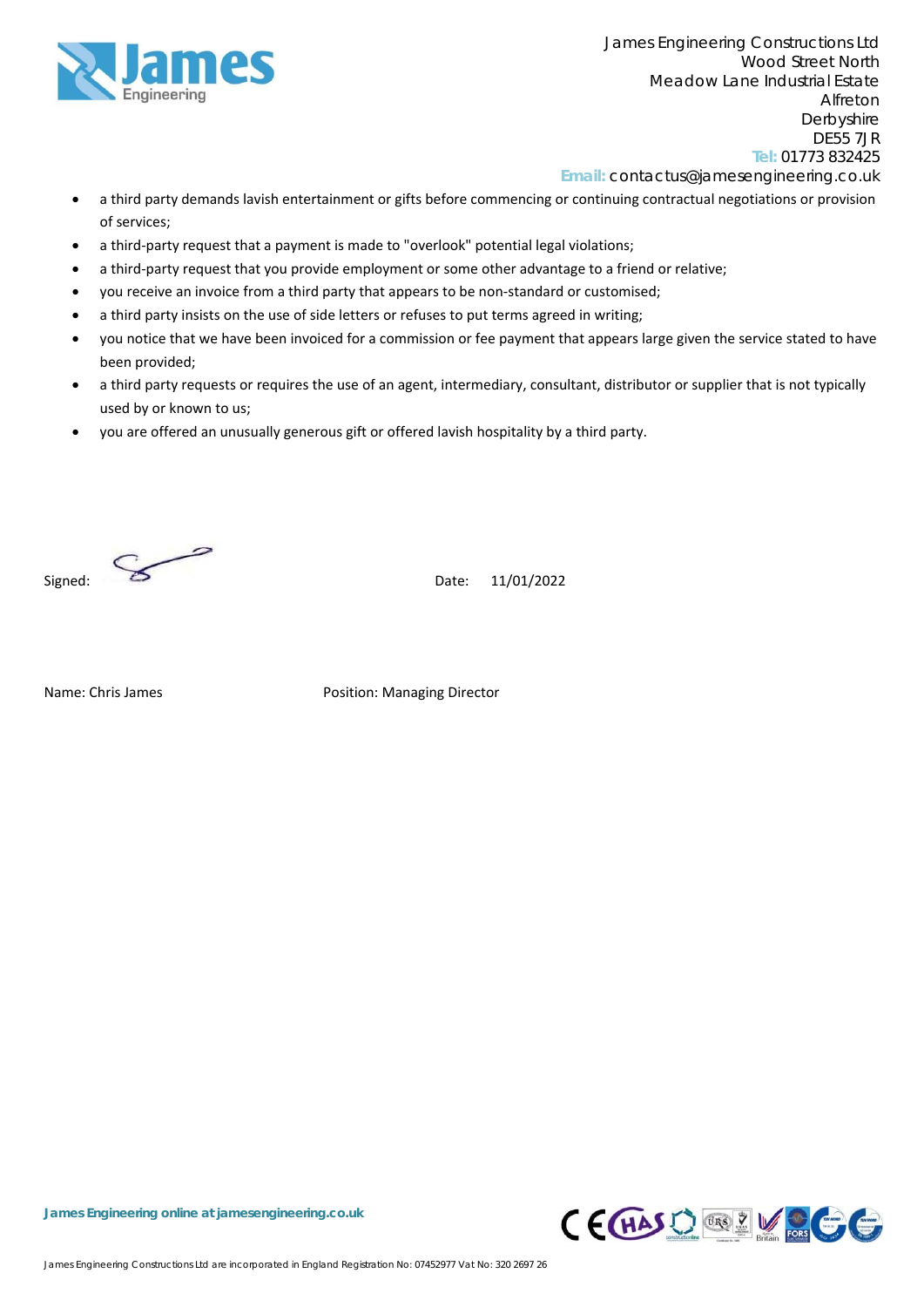- a third party demands lavish entertainment or gifts before commencing or continuing contractual negotiations or provision of services;
- a third-party request that a payment is made to "overlook" potential legal violations;
- a third-party request that you provide employment or some other advantage to a friend or relative;
- you receive an invoice from a third party that appears to be non-standard or customised;
- a third party insists on the use of side letters or refuses to put terms agreed in writing;
- you notice that we have been invoiced for a commission or fee payment that appears large given the service stated to have been provided;
- a third party requests or requires the use of an agent, intermediary, consultant, distributor or supplier that is not typically used by or known to us;
- you are offered an unusually generous gift or offered lavish hospitality by a third party.

Signed: Date: 11/01/2022

Name: Chris James Position: Managing Director